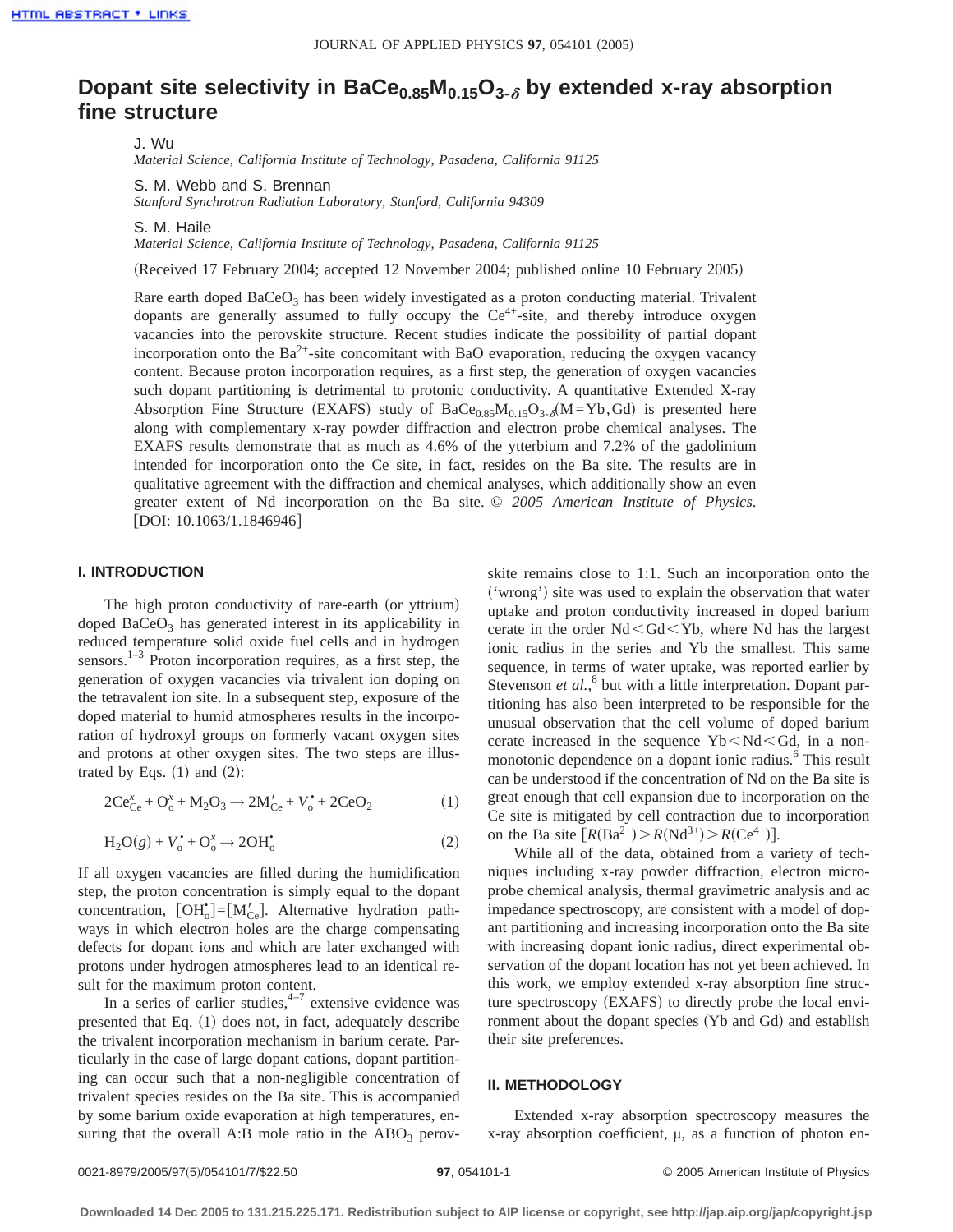# Dopant site selectivity in $BaCe_{0.85}M_{0.15}O_{3-\delta}$ by extended x-ray absorption fine structure

J. Wu
*Material Science, California Institute of Technology, Pasadena, California 91125*

S. M. Webb and S. Brennan
*Stanford Synchrotron Radiation Laboratory, Stanford, California 94309*

S. M. Haile
*Material Science, California Institute of Technology, Pasadena, California 91125*

(Received 17 February 2004; accepted 12 November 2004; published online 10 February 2005)

Rare earth doped $BaCeO_3$ has been widely investigated as a proton conducting material. Trivalent dopants are generally assumed to fully occupy the $Ce^{4+}$-site, and thereby introduce oxygen vacancies into the perovskite structure. Recent studies indicate the possibility of partial dopant incorporation onto the $Ba^{2+}$-site concomitant with BaO evaporation, reducing the oxygen vacancy content. Because proton incorporation requires, as a first step, the generation of oxygen vacancies such dopant partitioning is detrimental to protonic conductivity. A quantitative Extended X-ray Absorption Fine Structure (EXAFS) study of $BaCe_{0.85}M_{0.15}O_{3-\delta}$(M=Yb,Gd) is presented here along with complementary x-ray powder diffraction and electron probe chemical analyses. The EXAFS results demonstrate that as much as 4.6% of the ytterbium and 7.2% of the gadolinium intended for incorporation onto the Ce site, in fact, resides on the Ba site. The results are in qualitative agreement with the diffraction and chemical analyses, which additionally show an even greater extent of Nd incorporation on the Ba site. © *2005 American Institute of Physics*. [DOI: 10.1063/1.1846946]

## I. INTRODUCTION

The high proton conductivity of rare-earth (or yttrium) doped $BaCeO_3$ has generated interest in its applicability in reduced temperature solid oxide fuel cells and in hydrogen sensors.[1–3] Proton incorporation requires, as a first step, the generation of oxygen vacancies via trivalent ion doping on the tetravalent ion site. In a subsequent step, exposure of the doped material to humid atmospheres results in the incorporation of hydroxyl groups on formerly vacant oxygen sites and protons at other oxygen sites. The two steps are illustrated by Eqs. (1) and (2):

$$2\mathrm{Ce}_{\mathrm{Ce}}^{x} + \mathrm{O}_{\mathrm{o}}^{x} + \mathrm{M_2O_3} \rightarrow 2\mathrm{M}_{\mathrm{Ce}}' + V_{\mathrm{o}}^{\bullet} + 2\mathrm{CeO_2} \tag{1}$$

$$\mathrm{H_2O}(g) + V_{\mathrm{o}}^{\bullet} + \mathrm{O}_{\mathrm{o}}^{x} \rightarrow 2\mathrm{OH}_{\mathrm{o}}^{\bullet} \tag{2}$$

If all oxygen vacancies are filled during the humidification step, the proton concentration is simply equal to the dopant concentration, $[\mathrm{OH}_{\mathrm{o}}^{\bullet}]=[\mathrm{M}_{\mathrm{Ce}}']$. Alternative hydration pathways in which electron holes are the charge compensating defects for dopant ions and which are later exchanged with protons under hydrogen atmospheres lead to an identical result for the maximum proton content.

In a series of earlier studies,[4–7] extensive evidence was presented that Eq. (1) does not, in fact, adequately describe the trivalent incorporation mechanism in barium cerate. Particularly in the case of large dopant cations, dopant partitioning can occur such that a non-negligible concentration of trivalent species resides on the Ba site. This is accompanied by some barium oxide evaporation at high temperatures, ensuring that the overall A:B mole ratio in the $ABO_3$ perovskite remains close to 1:1. Such an incorporation onto the ('wrong') site was used to explain the observation that water uptake and proton conductivity increased in doped barium cerate in the order Nd<Gd<Yb, where Nd has the largest ionic radius in the series and Yb the smallest. This same sequence, in terms of water uptake, was reported earlier by Stevenson *et al.*,[8] but with a little interpretation. Dopant partitioning has also been interpreted to be responsible for the unusual observation that the cell volume of doped barium cerate increased in the sequence Yb<Nd<Gd, in a non-monotonic dependence on a dopant ionic radius.[6] This result can be understood if the concentration of Nd on the Ba site is great enough that cell expansion due to incorporation on the Ce site is mitigated by cell contraction due to incorporation on the Ba site [$R(Ba^{2+}) > R(Nd^{3+}) > R(Ce^{4+})$].

While all of the data, obtained from a variety of techniques including x-ray powder diffraction, electron microprobe chemical analysis, thermal gravimetric analysis and ac impedance spectroscopy, are consistent with a model of dopant partitioning and increasing incorporation onto the Ba site with increasing dopant ionic radius, direct experimental observation of the dopant location has not yet been achieved. In this work, we employ extended x-ray absorption fine structure spectroscopy (EXAFS) to directly probe the local environment about the dopant species (Yb and Gd) and establish their site preferences.

## II. METHODOLOGY

Extended x-ray absorption spectroscopy measures the x-ray absorption coefficient, μ, as a function of photon en-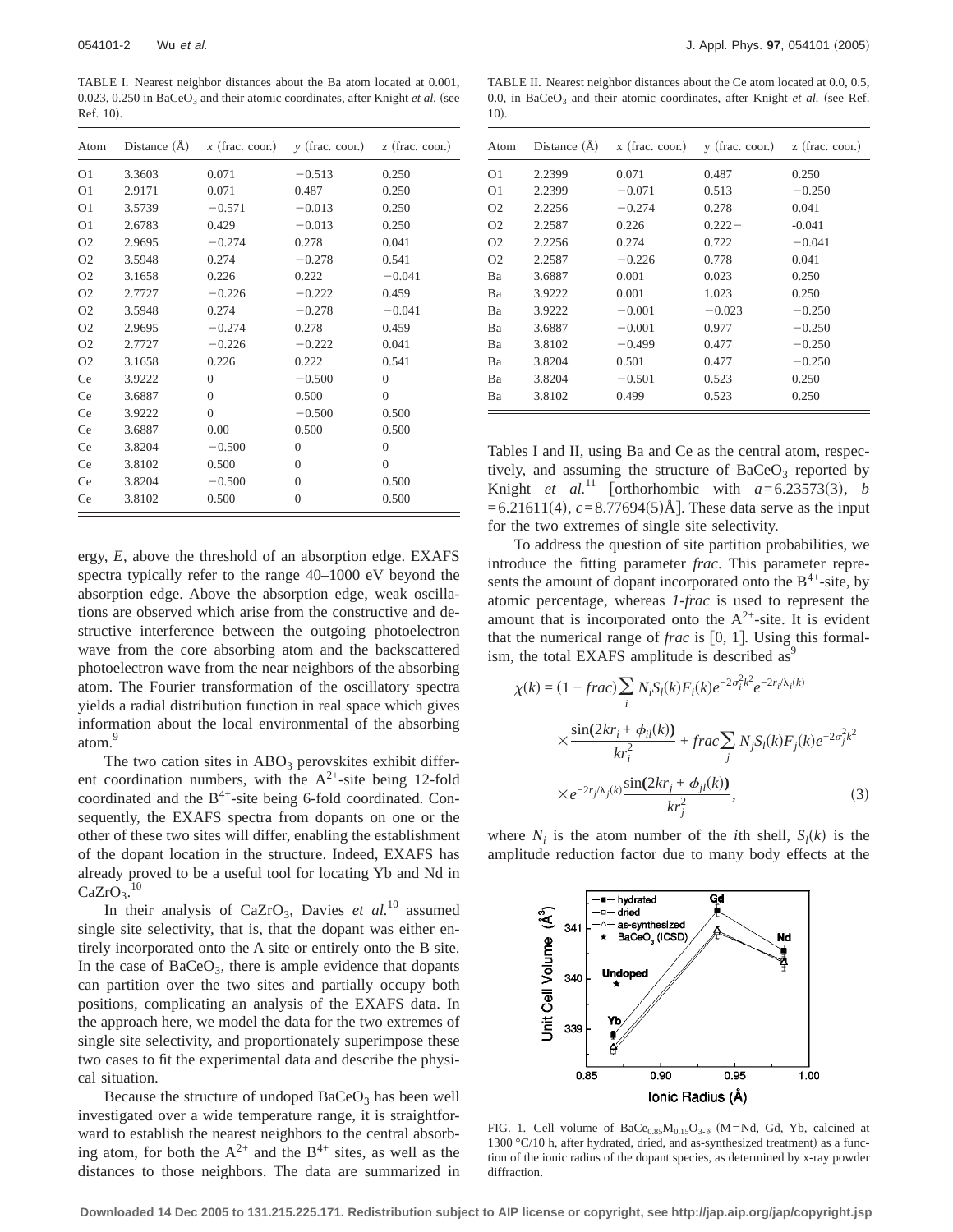TABLE I. Nearest neighbor distances about the Ba atom located at 0.001, 0.023, 0.250 in $BaCeO_3$ and their atomic coordinates, after Knight *et al.* (see Ref. 10).

| Atom | Distance (Å) | *x* (frac. coor.) | *y* (frac. coor.) | *z* (frac. coor.) |
|---|---|---|---|---|
| O1 | 3.3603 | 0.071 | −0.513 | 0.250 |
| O1 | 2.9171 | 0.071 | 0.487 | 0.250 |
| O1 | 3.5739 | −0.571 | −0.013 | 0.250 |
| O1 | 2.6783 | 0.429 | −0.013 | 0.250 |
| O2 | 2.9695 | −0.274 | 0.278 | 0.041 |
| O2 | 3.5948 | 0.274 | −0.278 | 0.541 |
| O2 | 3.1658 | 0.226 | 0.222 | −0.041 |
| O2 | 2.7727 | −0.226 | −0.222 | 0.459 |
| O2 | 3.5948 | 0.274 | −0.278 | −0.041 |
| O2 | 2.9695 | −0.274 | 0.278 | 0.459 |
| O2 | 2.7727 | −0.226 | −0.222 | 0.041 |
| O2 | 3.1658 | 0.226 | 0.222 | 0.541 |
| Ce | 3.9222 | 0 | −0.500 | 0 |
| Ce | 3.6887 | 0 | 0.500 | 0 |
| Ce | 3.9222 | 0 | −0.500 | 0.500 |
| Ce | 3.6887 | 0.00 | 0.500 | 0.500 |
| Ce | 3.8204 | −0.500 | 0 | 0 |
| Ce | 3.8102 | 0.500 | 0 | 0 |
| Ce | 3.8204 | −0.500 | 0 | 0.500 |
| Ce | 3.8102 | 0.500 | 0 | 0.500 |

TABLE II. Nearest neighbor distances about the Ce atom located at 0.0, 0.5, 0.0, in $BaCeO_3$ and their atomic coordinates, after Knight *et al.* (see Ref. 10).

| Atom | Distance (Å) | x (frac. coor.) | y (frac. coor.) | z (frac. coor.) |
|---|---|---|---|---|
| O1 | 2.2399 | 0.071 | 0.487 | 0.250 |
| O1 | 2.2399 | −0.071 | 0.513 | −0.250 |
| O2 | 2.2256 | −0.274 | 0.278 | 0.041 |
| O2 | 2.2587 | 0.226 | 0.222− | -0.041 |
| O2 | 2.2256 | 0.274 | 0.722 | −0.041 |
| O2 | 2.2587 | −0.226 | 0.778 | 0.041 |
| Ba | 3.6887 | 0.001 | 0.023 | 0.250 |
| Ba | 3.9222 | 0.001 | 1.023 | 0.250 |
| Ba | 3.9222 | −0.001 | −0.023 | −0.250 |
| Ba | 3.6887 | −0.001 | 0.977 | −0.250 |
| Ba | 3.8102 | −0.499 | 0.477 | −0.250 |
| Ba | 3.8204 | 0.501 | 0.477 | −0.250 |
| Ba | 3.8204 | −0.501 | 0.523 | 0.250 |
| Ba | 3.8102 | 0.499 | 0.523 | 0.250 |

ergy, *E*, above the threshold of an absorption edge. EXAFS spectra typically refer to the range 40–1000 eV beyond the absorption edge. Above the absorption edge, weak oscillations are observed which arise from the constructive and destructive interference between the outgoing photoelectron wave from the core absorbing atom and the backscattered photoelectron wave from the near neighbors of the absorbing atom. The Fourier transformation of the oscillatory spectra yields a radial distribution function in real space which gives information about the local environmental of the absorbing atom.[9]

The two cation sites in $ABO_3$ perovskites exhibit different coordination numbers, with the $A^{2+}$-site being 12-fold coordinated and the $B^{4+}$-site being 6-fold coordinated. Consequently, the EXAFS spectra from dopants on one or the other of these two sites will differ, enabling the establishment of the dopant location in the structure. Indeed, EXAFS has already proved to be a useful tool for locating Yb and Nd in $CaZrO_3$.[10]

In their analysis of $CaZrO_3$, Davies *et al.*[10] assumed single site selectivity, that is, that the dopant was either entirely incorporated onto the A site or entirely onto the B site. In the case of $BaCeO_3$, there is ample evidence that dopants can partition over the two sites and partially occupy both positions, complicating an analysis of the EXAFS data. In the approach here, we model the data for the two extremes of single site selectivity, and proportionately superimpose these two cases to fit the experimental data and describe the physical situation.

Because the structure of undoped $BaCeO_3$ has been well investigated over a wide temperature range, it is straightforward to establish the nearest neighbors to the central absorbing atom, for both the $A^{2+}$ and the $B^{4+}$ sites, as well as the distances to those neighbors. The data are summarized in Tables I and II, using Ba and Ce as the central atom, respectively, and assuming the structure of $BaCeO_3$ reported by Knight *et al.*[11] [orthorhombic with $a=6.23573(3)$, $b=6.21611(4)$, $c=8.77694(5)$ Å]. These data serve as the input for the two extremes of single site selectivity.

To address the question of site partition probabilities, we introduce the fitting parameter *frac*. This parameter represents the amount of dopant incorporated onto the $B^{4+}$-site, by atomic percentage, whereas *1-frac* is used to represent the amount that is incorporated onto the $A^{2+}$-site. It is evident that the numerical range of *frac* is [0, 1]. Using this formalism, the total EXAFS amplitude is described as[9]

$$\chi(k) = (1 - frac)\sum_i N_i S_l(k) F_i(k) e^{-2\sigma_i^2 k^2} e^{-2r_i/\lambda_i(k)} \times \frac{\sin(2kr_i + \phi_{il}(k))}{kr_i^2} + frac\sum_j N_j S_l(k) F_j(k) e^{-2\sigma_j^2 k^2} \times e^{-2r_j/\lambda_j(k)} \frac{\sin(2kr_j + \phi_{jl}(k))}{kr_j^2}, \quad (3)$$

where $N_i$ is the atom number of the *i*th shell, $S_l(k)$ is the amplitude reduction factor due to many body effects at the

FIG. 1. Cell volume of $BaCe_{0.85}M_{0.15}O_{3-\delta}$ (M=Nd, Gd, Yb, calcined at 1300 °C/10 h, after hydrated, dried, and as-synthesized treatment) as a function of the ionic radius of the dopant species, as determined by x-ray powder diffraction.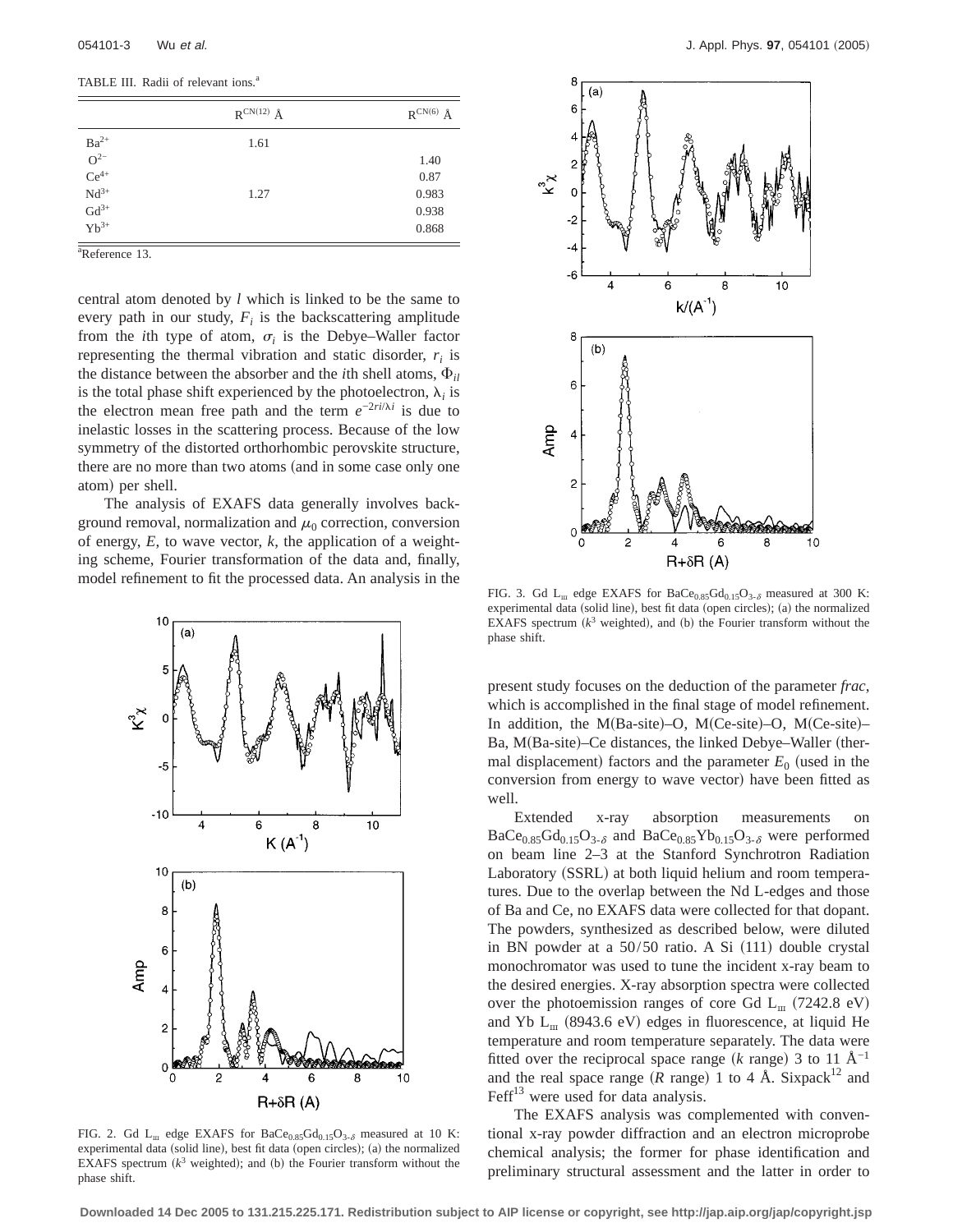TABLE III. Radii of relevant ions.[a]

| | $R^{CN(12)}$ Å | $R^{CN(6)}$ Å |
|---|---|---|
| $Ba^{2+}$ | 1.61 | |
| $O^{2-}$ | | 1.40 |
| $Ce^{4+}$ | | 0.87 |
| $Nd^{3+}$ | 1.27 | 0.983 |
| $Gd^{3+}$ | | 0.938 |
| $Yb^{3+}$ | | 0.868 |

[a]Reference 13.

central atom denoted by $l$ which is linked to be the same to every path in our study, $F_i$ is the backscattering amplitude from the $i$th type of atom, $\sigma_i$ is the Debye–Waller factor representing the thermal vibration and static disorder, $r_i$ is the distance between the absorber and the $i$th shell atoms, $\Phi_{il}$ is the total phase shift experienced by the photoelectron, $\lambda_i$ is the electron mean free path and the term $e^{-2ri/\lambda i}$ is due to inelastic losses in the scattering process. Because of the low symmetry of the distorted orthorhombic perovskite structure, there are no more than two atoms (and in some case only one atom) per shell.

The analysis of EXAFS data generally involves background removal, normalization and $\mu_0$ correction, conversion of energy, $E$, to wave vector, $k$, the application of a weighting scheme, Fourier transformation of the data and, finally, model refinement to fit the processed data. An analysis in the present study focuses on the deduction of the parameter *frac*, which is accomplished in the final stage of model refinement. In addition, the M(Ba-site)–O, M(Ce-site)–O, M(Ce-site)–Ba, M(Ba-site)–Ce distances, the linked Debye–Waller (thermal displacement) factors and the parameter $E_0$ (used in the conversion from energy to wave vector) have been fitted as well.

FIG. 2. Gd $L_{III}$ edge EXAFS for $BaCe_{0.85}Gd_{0.15}O_{3-\delta}$ measured at 10 K: experimental data (solid line), best fit data (open circles); (a) the normalized EXAFS spectrum ($k^3$ weighted); and (b) the Fourier transform without the phase shift.

FIG. 3. Gd $L_{III}$ edge EXAFS for $BaCe_{0.85}Gd_{0.15}O_{3-\delta}$ measured at 300 K: experimental data (solid line), best fit data (open circles); (a) the normalized EXAFS spectrum ($k^3$ weighted), and (b) the Fourier transform without the phase shift.

Extended x-ray absorption measurements on $BaCe_{0.85}Gd_{0.15}O_{3-\delta}$ and $BaCe_{0.85}Yb_{0.15}O_{3-\delta}$ were performed on beam line 2–3 at the Stanford Synchrotron Radiation Laboratory (SSRL) at both liquid helium and room temperatures. Due to the overlap between the Nd L-edges and those of Ba and Ce, no EXAFS data were collected for that dopant. The powders, synthesized as described below, were diluted in BN powder at a 50/50 ratio. A Si (111) double crystal monochromator was used to tune the incident x-ray beam to the desired energies. X-ray absorption spectra were collected over the photoemission ranges of core Gd $L_{III}$ (7242.8 eV) and Yb $L_{III}$ (8943.6 eV) edges in fluorescence, at liquid He temperature and room temperature separately. The data were fitted over the reciprocal space range ($k$ range) 3 to 11 Å$^{-1}$ and the real space range ($R$ range) 1 to 4 Å. Sixpack[12] and Feff[13] were used for data analysis.

The EXAFS analysis was complemented with conventional x-ray powder diffraction and an electron microprobe chemical analysis; the former for phase identification and preliminary structural assessment and the latter in order to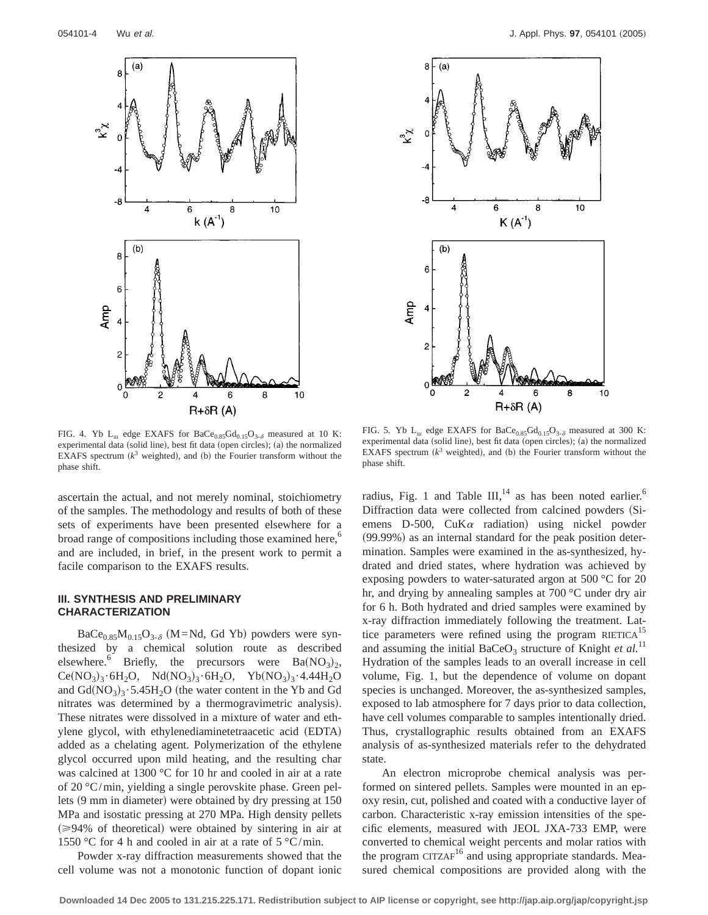FIG. 4. Yb $L_{III}$ edge EXAFS for $BaCe_{0.85}Gd_{0.15}O_{3-\delta}$ measured at 10 K: experimental data (solid line), best fit data (open circles); (a) the normalized EXAFS spectrum ($k^3$ weighted), and (b) the Fourier transform without the phase shift.

FIG. 5. Yb $L_{III}$ edge EXAFS for $BaCe_{0.85}Gd_{0.15}O_{3-\delta}$ measured at 300 K: experimental data (solid line), best fit data (open circles); (a) the normalized EXAFS spectrum ($k^3$ weighted), and (b) the Fourier transform without the phase shift.

ascertain the actual, and not merely nominal, stoichiometry of the samples. The methodology and results of both of these sets of experiments have been presented elsewhere for a broad range of compositions including those examined here,[6] and are included, in brief, in the present work to permit a facile comparison to the EXAFS results.

## III. SYNTHESIS AND PRELIMINARY CHARACTERIZATION

$BaCe_{0.85}M_{0.15}O_{3-\delta}$ (M=Nd, Gd Yb) powders were synthesized by a chemical solution route as described elsewhere.[6] Briefly, the precursors were $Ba(NO_3)_2$, $Ce(NO_3)_3\cdot 6H_2O$, $Nd(NO_3)_3\cdot 6H_2O$, $Yb(NO_3)_3\cdot 4.44H_2O$ and $Gd(NO_3)_3\cdot 5.45H_2O$ (the water content in the Yb and Gd nitrates was determined by a thermogravimetric analysis). These nitrates were dissolved in a mixture of water and ethylene glycol, with ethylenediaminetetraacetic acid (EDTA) added as a chelating agent. Polymerization of the ethylene glycol occurred upon mild heating, and the resulting char was calcined at 1300 °C for 10 hr and cooled in air at a rate of 20 °C/min, yielding a single perovskite phase. Green pellets (9 mm in diameter) were obtained by dry pressing at 150 MPa and isostatic pressing at 270 MPa. High density pellets ($\geq$94% of theoretical) were obtained by sintering in air at 1550 °C for 4 h and cooled in air at a rate of 5 °C/min.

Powder x-ray diffraction measurements showed that the cell volume was not a monotonic function of dopant ionic radius, Fig. 1 and Table III,[14] as has been noted earlier.[6] Diffraction data were collected from calcined powders (Siemens D-500, CuK$\alpha$ radiation) using nickel powder (99.99%) as an internal standard for the peak position determination. Samples were examined in the as-synthesized, hydrated and dried states, where hydration was achieved by exposing powders to water-saturated argon at 500 °C for 20 hr, and drying by annealing samples at 700 °C under dry air for 6 h. Both hydrated and dried samples were examined by x-ray diffraction immediately following the treatment. Lattice parameters were refined using the program RIETICA[15] and assuming the initial $BaCeO_3$ structure of Knight *et al.*[11] Hydration of the samples leads to an overall increase in cell volume, Fig. 1, but the dependence of volume on dopant species is unchanged. Moreover, the as-synthesized samples, exposed to lab atmosphere for 7 days prior to data collection, have cell volumes comparable to samples intentionally dried. Thus, crystallographic results obtained from an EXAFS analysis of as-synthesized materials refer to the dehydrated state.

An electron microprobe chemical analysis was performed on sintered pellets. Samples were mounted in an epoxy resin, cut, polished and coated with a conductive layer of carbon. Characteristic x-ray emission intensities of the specific elements, measured with JEOL JXA-733 EMP, were converted to chemical weight percents and molar ratios with the program CITZAF[16] and using appropriate standards. Measured chemical compositions are provided along with the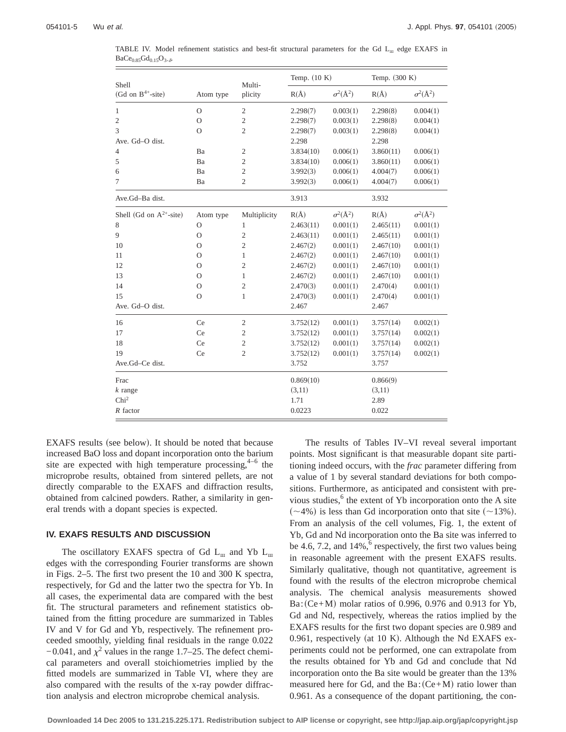TABLE IV. Model refinement statistics and best-fit structural parameters for the Gd $L_{III}$ edge EXAFS in $BaCe_{0.85}Gd_{0.15}O_{3-\delta}$.

| Shell (Gd on $B^{4+}$-site) | Atom type | Multiplicity | Temp. (10 K) R(Å) | Temp. (10 K) $\sigma^2$(Å$^2$) | Temp. (300 K) R(Å) | Temp. (300 K) $\sigma^2$(Å$^2$) |
|---|---|---|---|---|---|---|
| 1 | O | 2 | 2.298(7) | 0.003(1) | 2.298(8) | 0.004(1) |
| 2 | O | 2 | 2.298(7) | 0.003(1) | 2.298(8) | 0.004(1) |
| 3 | O | 2 | 2.298(7) | 0.003(1) | 2.298(8) | 0.004(1) |
| Ave. Gd–O dist. | | | 2.298 | | 2.298 | |
| 4 | Ba | 2 | 3.834(10) | 0.006(1) | 3.860(11) | 0.006(1) |
| 5 | Ba | 2 | 3.834(10) | 0.006(1) | 3.860(11) | 0.006(1) |
| 6 | Ba | 2 | 3.992(3) | 0.006(1) | 4.004(7) | 0.006(1) |
| 7 | Ba | 2 | 3.992(3) | 0.006(1) | 4.004(7) | 0.006(1) |
| Ave.Gd–Ba dist. | | | 3.913 | | 3.932 | |
| Shell (Gd on $A^{2+}$-site) | Atom type | Multiplicity | R(Å) | $\sigma^2$(Å$^2$) | R(Å) | $\sigma^2$(Å$^2$) |
| 8 | O | 1 | 2.463(11) | 0.001(1) | 2.465(11) | 0.001(1) |
| 9 | O | 2 | 2.463(11) | 0.001(1) | 2.465(11) | 0.001(1) |
| 10 | O | 2 | 2.467(2) | 0.001(1) | 2.467(10) | 0.001(1) |
| 11 | O | 1 | 2.467(2) | 0.001(1) | 2.467(10) | 0.001(1) |
| 12 | O | 2 | 2.467(2) | 0.001(1) | 2.467(10) | 0.001(1) |
| 13 | O | 1 | 2.467(2) | 0.001(1) | 2.467(10) | 0.001(1) |
| 14 | O | 2 | 2.470(3) | 0.001(1) | 2.470(4) | 0.001(1) |
| 15 | O | 1 | 2.470(3) | 0.001(1) | 2.470(4) | 0.001(1) |
| Ave. Gd–O dist. | | | 2.467 | | 2.467 | |
| 16 | Ce | 2 | 3.752(12) | 0.001(1) | 3.757(14) | 0.002(1) |
| 17 | Ce | 2 | 3.752(12) | 0.001(1) | 3.757(14) | 0.002(1) |
| 18 | Ce | 2 | 3.752(12) | 0.001(1) | 3.757(14) | 0.002(1) |
| 19 | Ce | 2 | 3.752(12) | 0.001(1) | 3.757(14) | 0.002(1) |
| Ave.Gd–Ce dist. | | | 3.752 | | 3.757 | |
| Frac | | | 0.869(10) | | 0.866(9) | |
| $k$ range | | | (3,11) | | (3,11) | |
| Chi$^2$ | | | 1.71 | | 2.89 | |
| $R$ factor | | | 0.0223 | | 0.022 | |

EXAFS results (see below). It should be noted that because increased BaO loss and dopant incorporation onto the barium site are expected with high temperature processing,[4–6] the microprobe results, obtained from sintered pellets, are not directly comparable to the EXAFS and diffraction results, obtained from calcined powders. Rather, a similarity in general trends with a dopant species is expected.

## IV. EXAFS RESULTS AND DISCUSSION

The oscillatory EXAFS spectra of Gd $L_{III}$ and Yb $L_{III}$ edges with the corresponding Fourier transforms are shown in Figs. 2–5. The first two present the 10 and 300 K spectra, respectively, for Gd and the latter two the spectra for Yb. In all cases, the experimental data are compared with the best fit. The structural parameters and refinement statistics obtained from the fitting procedure are summarized in Tables IV and V for Gd and Yb, respectively. The refinement proceeded smoothly, yielding final residuals in the range 0.022 −0.041, and $\chi^2$ values in the range 1.7–25. The defect chemical parameters and overall stoichiometries implied by the fitted models are summarized in Table VI, where they are also compared with the results of the x-ray powder diffraction analysis and electron microprobe chemical analysis.

The results of Tables IV–VI reveal several important points. Most significant is that measurable dopant site partitioning indeed occurs, with the *frac* parameter differing from a value of 1 by several standard deviations for both compositions. Furthermore, as anticipated and consistent with previous studies,[6] the extent of Yb incorporation onto the A site (~4%) is less than Gd incorporation onto that site (~13%). From an analysis of the cell volumes, Fig. 1, the extent of Yb, Gd and Nd incorporation onto the Ba site was inferred to be 4.6, 7.2, and 14%,[6] respectively, the first two values being in reasonable agreement with the present EXAFS results. Similarly qualitative, though not quantitative, agreement is found with the results of the electron microprobe chemical analysis. The chemical analysis measurements showed Ba:(Ce+M) molar ratios of 0.996, 0.976 and 0.913 for Yb, Gd and Nd, respectively, whereas the ratios implied by the EXAFS results for the first two dopant species are 0.989 and 0.961, respectively (at 10 K). Although the Nd EXAFS experiments could not be performed, one can extrapolate from the results obtained for Yb and Gd and conclude that Nd incorporation onto the Ba site would be greater than the 13% measured here for Gd, and the Ba:(Ce+M) ratio lower than 0.961. As a consequence of the dopant partitioning, the con-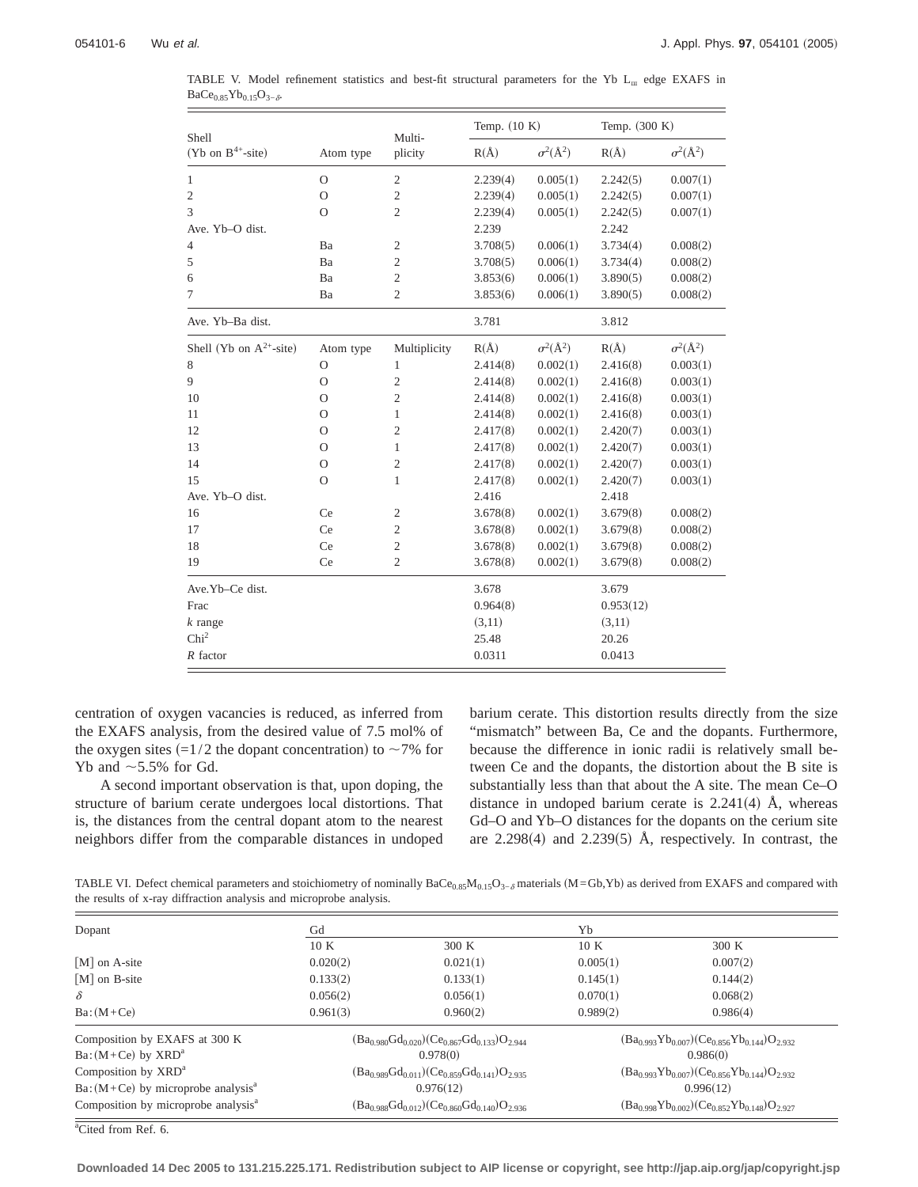TABLE V. Model refinement statistics and best-fit structural parameters for the Yb $L_{III}$ edge EXAFS in $BaCe_{0.85}Yb_{0.15}O_{3-\delta}$.

| Shell (Yb on $B^{4+}$-site) | Atom type | Multiplicity | Temp. (10 K) R(Å) | Temp. (10 K) $\sigma^2$(Å$^2$) | Temp. (300 K) R(Å) | Temp. (300 K) $\sigma^2$(Å$^2$) |
|---|---|---|---|---|---|---|
| 1 | O | 2 | 2.239(4) | 0.005(1) | 2.242(5) | 0.007(1) |
| 2 | O | 2 | 2.239(4) | 0.005(1) | 2.242(5) | 0.007(1) |
| 3 | O | 2 | 2.239(4) | 0.005(1) | 2.242(5) | 0.007(1) |
| Ave. Yb–O dist. | | | 2.239 | | 2.242 | |
| 4 | Ba | 2 | 3.708(5) | 0.006(1) | 3.734(4) | 0.008(2) |
| 5 | Ba | 2 | 3.708(5) | 0.006(1) | 3.734(4) | 0.008(2) |
| 6 | Ba | 2 | 3.853(6) | 0.006(1) | 3.890(5) | 0.008(2) |
| 7 | Ba | 2 | 3.853(6) | 0.006(1) | 3.890(5) | 0.008(2) |
| Ave. Yb–Ba dist. | | | 3.781 | | 3.812 | |
| Shell (Yb on $A^{2+}$-site) | Atom type | Multiplicity | R(Å) | $\sigma^2$(Å$^2$) | R(Å) | $\sigma^2$(Å$^2$) |
| 8 | O | 1 | 2.414(8) | 0.002(1) | 2.416(8) | 0.003(1) |
| 9 | O | 2 | 2.414(8) | 0.002(1) | 2.416(8) | 0.003(1) |
| 10 | O | 2 | 2.414(8) | 0.002(1) | 2.416(8) | 0.003(1) |
| 11 | O | 1 | 2.414(8) | 0.002(1) | 2.416(8) | 0.003(1) |
| 12 | O | 2 | 2.417(8) | 0.002(1) | 2.420(7) | 0.003(1) |
| 13 | O | 1 | 2.417(8) | 0.002(1) | 2.420(7) | 0.003(1) |
| 14 | O | 2 | 2.417(8) | 0.002(1) | 2.420(7) | 0.003(1) |
| 15 | O | 1 | 2.417(8) | 0.002(1) | 2.420(7) | 0.003(1) |
| Ave. Yb–O dist. | | | 2.416 | | 2.418 | |
| 16 | Ce | 2 | 3.678(8) | 0.002(1) | 3.679(8) | 0.008(2) |
| 17 | Ce | 2 | 3.678(8) | 0.002(1) | 3.679(8) | 0.008(2) |
| 18 | Ce | 2 | 3.678(8) | 0.002(1) | 3.679(8) | 0.008(2) |
| 19 | Ce | 2 | 3.678(8) | 0.002(1) | 3.679(8) | 0.008(2) |
| Ave.Yb–Ce dist. | | | 3.678 | | 3.679 | |
| Frac | | | 0.964(8) | | 0.953(12) | |
| *k* range | | | (3,11) | | (3,11) | |
| Chi$^2$ | | | 25.48 | | 20.26 | |
| *R* factor | | | 0.0311 | | 0.0413 | |

centration of oxygen vacancies is reduced, as inferred from the EXAFS analysis, from the desired value of 7.5 mol% of the oxygen sites (=1/2 the dopant concentration) to ~7% for Yb and ~5.5% for Gd.

A second important observation is that, upon doping, the structure of barium cerate undergoes local distortions. That is, the distances from the central dopant atom to the nearest neighbors differ from the comparable distances in undoped barium cerate. This distortion results directly from the size "mismatch" between Ba, Ce and the dopants. Furthermore, because the difference in ionic radii is relatively small between Ce and the dopants, the distortion about the B site is substantially less than that about the A site. The mean Ce–O distance in undoped barium cerate is 2.241(4) Å, whereas Gd–O and Yb–O distances for the dopants on the cerium site are 2.298(4) and 2.239(5) Å, respectively. In contrast, the

TABLE VI. Defect chemical parameters and stoichiometry of nominally $BaCe_{0.85}M_{0.15}O_{3-\delta}$ materials (M=Gb,Yb) as derived from EXAFS and compared with the results of x-ray diffraction analysis and microprobe analysis.

| Dopant | Gd 10 K | Gd 300 K | Yb 10 K | Yb 300 K |
|---|---|---|---|---|
| [M] on A-site | 0.020(2) | 0.021(1) | 0.005(1) | 0.007(2) |
| [M] on B-site | 0.133(2) | 0.133(1) | 0.145(1) | 0.144(2) |
| $\delta$ | 0.056(2) | 0.056(1) | 0.070(1) | 0.068(2) |
| Ba:(M+Ce) | 0.961(3) | 0.960(2) | 0.989(2) | 0.986(4) |
| Composition by EXAFS at 300 K | $(Ba_{0.980}Gd_{0.020})(Ce_{0.867}Gd_{0.133})O_{2.944}$ | | $(Ba_{0.993}Yb_{0.007})(Ce_{0.856}Yb_{0.144})O_{2.932}$ | |
| Ba:(M+Ce) by XRD[a] | 0.978(0) | | 0.986(0) | |
| Composition by XRD[a] | $(Ba_{0.989}Gd_{0.011})(Ce_{0.859}Gd_{0.141})O_{2.935}$ | | $(Ba_{0.993}Yb_{0.007})(Ce_{0.856}Yb_{0.144})O_{2.932}$ | |
| Ba:(M+Ce) by microprobe analysis[a] | 0.976(12) | | 0.996(12) | |
| Composition by microprobe analysis[a] | $(Ba_{0.988}Gd_{0.012})(Ce_{0.860}Gd_{0.140})O_{2.936}$ | | $(Ba_{0.998}Yb_{0.002})(Ce_{0.852}Yb_{0.148})O_{2.927}$ | |

[a]Cited from Ref. 6.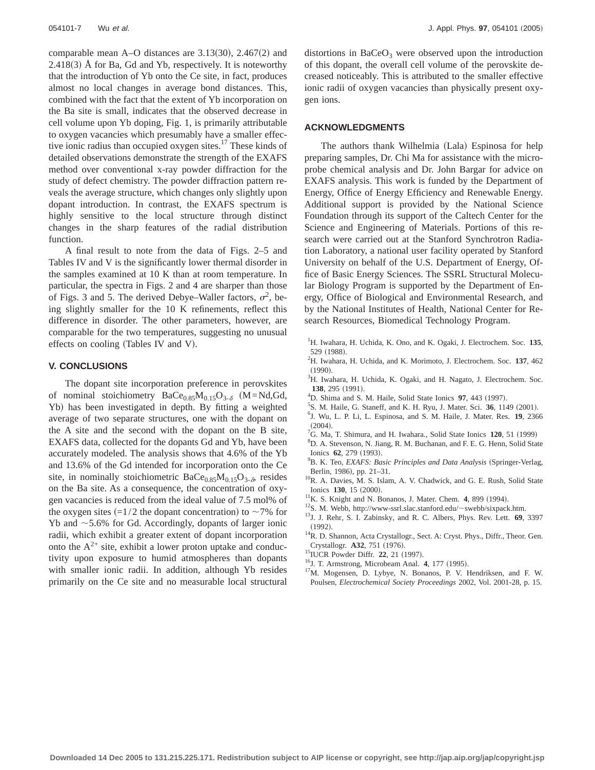comparable mean A–O distances are 3.13(30), 2.467(2) and 2.418(3) Å for Ba, Gd and Yb, respectively. It is noteworthy that the introduction of Yb onto the Ce site, in fact, produces almost no local changes in average bond distances. This, combined with the fact that the extent of Yb incorporation on the Ba site is small, indicates that the observed decrease in cell volume upon Yb doping, Fig. 1, is primarily attributable to oxygen vacancies which presumably have a smaller effective ionic radius than occupied oxygen sites.[17] These kinds of detailed observations demonstrate the strength of the EXAFS method over conventional x-ray powder diffraction for the study of defect chemistry. The powder diffraction pattern reveals the average structure, which changes only slightly upon dopant introduction. In contrast, the EXAFS spectrum is highly sensitive to the local structure through distinct changes in the sharp features of the radial distribution function.

A final result to note from the data of Figs. 2–5 and Tables IV and V is the significantly lower thermal disorder in the samples examined at 10 K than at room temperature. In particular, the spectra in Figs. 2 and 4 are sharper than those of Figs. 3 and 5. The derived Debye–Waller factors, $\sigma^2$, being slightly smaller for the 10 K refinements, reflect this difference in disorder. The other parameters, however, are comparable for the two temperatures, suggesting no unusual effects on cooling (Tables IV and V).

## V. CONCLUSIONS

The dopant site incorporation preference in perovskites of nominal stoichiometry $BaCe_{0.85}M_{0.15}O_{3-\delta}$ (M=Nd,Gd, Yb) has been investigated in depth. By fitting a weighted average of two separate structures, one with the dopant on the A site and the second with the dopant on the B site, EXAFS data, collected for the dopants Gd and Yb, have been accurately modeled. The analysis shows that 4.6% of the Yb and 13.6% of the Gd intended for incorporation onto the Ce site, in nominally stoichiometric $BaCe_{0.85}M_{0.15}O_{3-\delta}$, resides on the Ba site. As a consequence, the concentration of oxygen vacancies is reduced from the ideal value of 7.5 mol% of the oxygen sites (=1/2 the dopant concentration) to ~7% for Yb and ~5.6% for Gd. Accordingly, dopants of larger ionic radii, which exhibit a greater extent of dopant incorporation onto the $A^{2+}$ site, exhibit a lower proton uptake and conductivity upon exposure to humid atmospheres than dopants with smaller ionic radii. In addition, although Yb resides primarily on the Ce site and no measurable local structural distortions in $BaCeO_3$ were observed upon the introduction of this dopant, the overall cell volume of the perovskite decreased noticeably. This is attributed to the smaller effective ionic radii of oxygen vacancies than physically present oxygen ions.

## ACKNOWLEDGMENTS

The authors thank Wilhelmia (Lala) Espinosa for help preparing samples, Dr. Chi Ma for assistance with the microprobe chemical analysis and Dr. John Bargar for advice on EXAFS analysis. This work is funded by the Department of Energy, Office of Energy Efficiency and Renewable Energy. Additional support is provided by the National Science Foundation through its support of the Caltech Center for the Science and Engineering of Materials. Portions of this research were carried out at the Stanford Synchrotron Radiation Laboratory, a national user facility operated by Stanford University on behalf of the U.S. Department of Energy, Office of Basic Energy Sciences. The SSRL Structural Molecular Biology Program is supported by the Department of Energy, Office of Biological and Environmental Research, and by the National Institutes of Health, National Center for Research Resources, Biomedical Technology Program.

[1] H. Iwahara, H. Uchida, K. Ono, and K. Ogaki, J. Electrochem. Soc. **135**, 529 (1988).
[2] H. Iwahara, H. Uchida, and K. Morimoto, J. Electrochem. Soc. **137**, 462 (1990).
[3] H. Iwahara, H. Uchida, K. Ogaki, and H. Nagato, J. Electrochem. Soc. **138**, 295 (1991).
[4] D. Shima and S. M. Haile, Solid State Ionics **97**, 443 (1997).
[5] S. M. Haile, G. Staneff, and K. H. Ryu, J. Mater. Sci. **36**, 1149 (2001).
[6] J. Wu, L. P. Li, L. Espinosa, and S. M. Haile, J. Mater. Res. **19**, 2366 (2004).
[7] G. Ma, T. Shimura, and H. Iwahara., Solid State Ionics **120**, 51 (1999)
[8] D. A. Stevenson, N. Jiang, R. M. Buchanan, and F. E. G. Henn, Solid State Ionics **62**, 279 (1993).
[9] B. K. Teo, *EXAFS: Basic Principles and Data Analysis* (Springer-Verlag, Berlin, 1986), pp. 21–31.
[10] R. A. Davies, M. S. Islam, A. V. Chadwick, and G. E. Rush, Solid State Ionics **130**, 15 (2000).
[11] K. S. Knight and N. Bonanos, J. Mater. Chem. **4**, 899 (1994).
[12] S. M. Webb, http://www-ssrl.slac.stanford.edu/~swebb/sixpack.htm.
[13] J. J. Rehr, S. I. Zabinsky, and R. C. Albers, Phys. Rev. Lett. **69**, 3397 (1992).
[14] R. D. Shannon, Acta Crystallogr., Sect. A: Cryst. Phys., Diffr., Theor. Gen. Crystallogr. **A32**, 751 (1976).
[15] IUCR Powder Diffr. **22**, 21 (1997).
[16] J. T. Armstrong, Microbeam Anal. **4**, 177 (1995).
[17] M. Mogensen, D. Lybye, N. Bonanos, P. V. Hendriksen, and F. W. Poulsen, *Electrochemical Society Proceedings* 2002, Vol. 2001-28, p. 15.